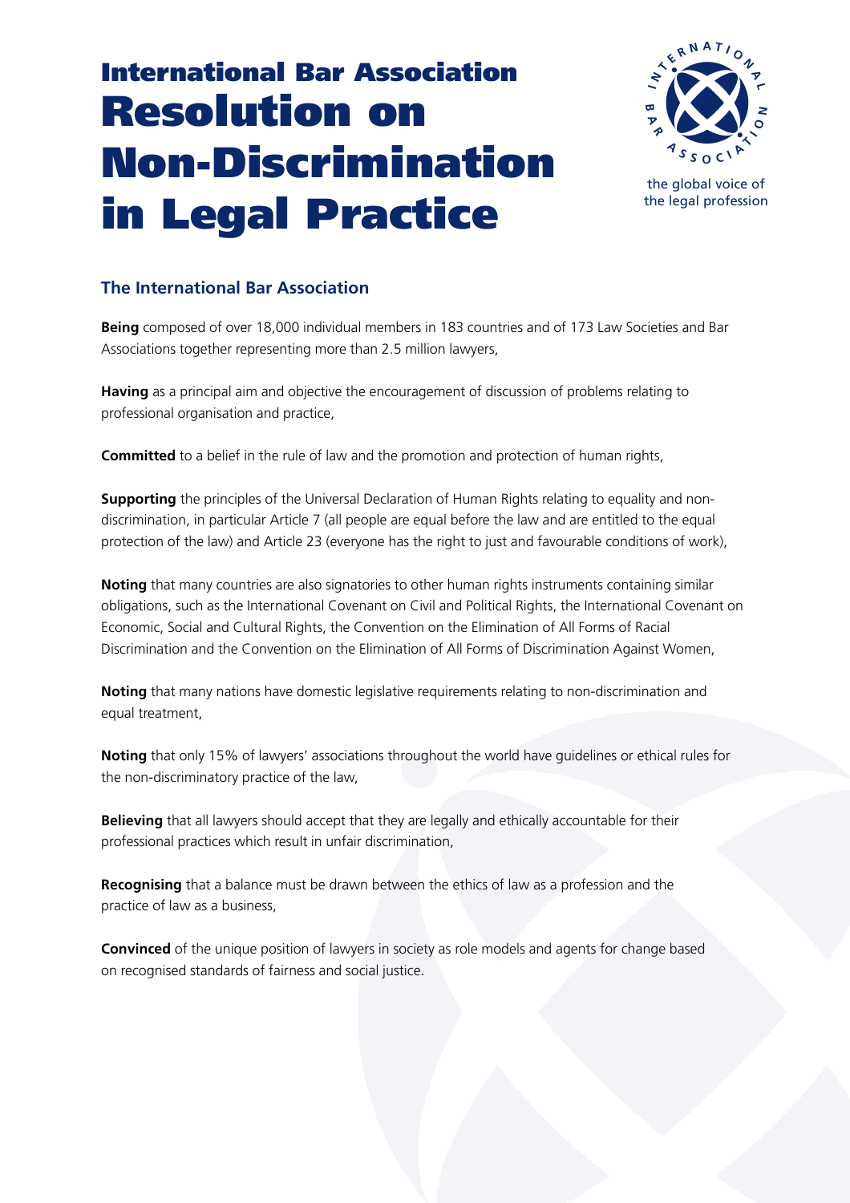# International Bar Association Resolution on Non-Discrimination in Legal Practice

the global voice of the legal profession

## The International Bar Association

**Being** composed of over 18,000 individual members in 183 countries and of 173 Law Societies and Bar Associations together representing more than 2.5 million lawyers,

**Having** as a principal aim and objective the encouragement of discussion of problems relating to professional organisation and practice,

**Committed** to a belief in the rule of law and the promotion and protection of human rights,

**Supporting** the principles of the Universal Declaration of Human Rights relating to equality and non-discrimination, in particular Article 7 (all people are equal before the law and are entitled to the equal protection of the law) and Article 23 (everyone has the right to just and favourable conditions of work),

**Noting** that many countries are also signatories to other human rights instruments containing similar obligations, such as the International Covenant on Civil and Political Rights, the International Covenant on Economic, Social and Cultural Rights, the Convention on the Elimination of All Forms of Racial Discrimination and the Convention on the Elimination of All Forms of Discrimination Against Women,

**Noting** that many nations have domestic legislative requirements relating to non-discrimination and equal treatment,

**Noting** that only 15% of lawyers' associations throughout the world have guidelines or ethical rules for the non-discriminatory practice of the law,

**Believing** that all lawyers should accept that they are legally and ethically accountable for their professional practices which result in unfair discrimination,

**Recognising** that a balance must be drawn between the ethics of law as a profession and the practice of law as a business,

**Convinced** of the unique position of lawyers in society as role models and agents for change based on recognised standards of fairness and social justice.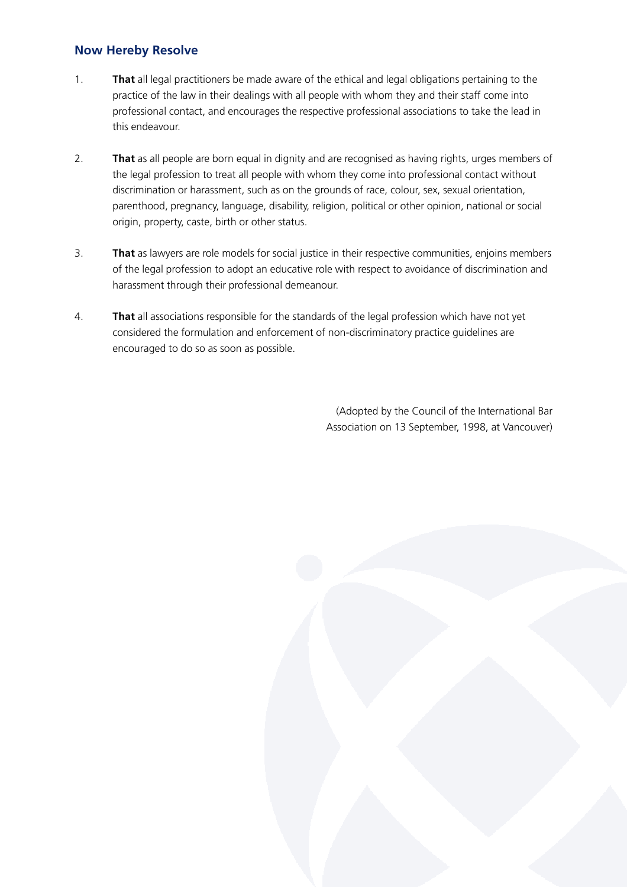## Now Hereby Resolve

1. **That** all legal practitioners be made aware of the ethical and legal obligations pertaining to the practice of the law in their dealings with all people with whom they and their staff come into professional contact, and encourages the respective professional associations to take the lead in this endeavour.

2. **That** as all people are born equal in dignity and are recognised as having rights, urges members of the legal profession to treat all people with whom they come into professional contact without discrimination or harassment, such as on the grounds of race, colour, sex, sexual orientation, parenthood, pregnancy, language, disability, religion, political or other opinion, national or social origin, property, caste, birth or other status.

3. **That** as lawyers are role models for social justice in their respective communities, enjoins members of the legal profession to adopt an educative role with respect to avoidance of discrimination and harassment through their professional demeanour.

4. **That** all associations responsible for the standards of the legal profession which have not yet considered the formulation and enforcement of non-discriminatory practice guidelines are encouraged to do so as soon as possible.

(Adopted by the Council of the International Bar Association on 13 September, 1998, at Vancouver)